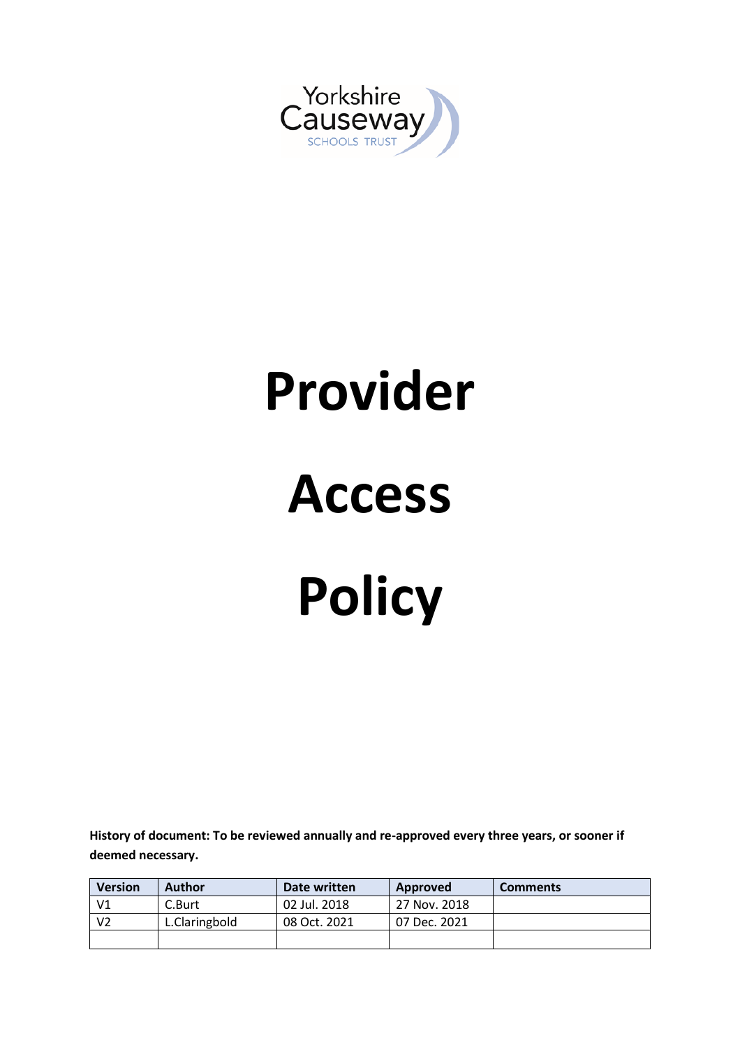Yorkshire Causeway SCHOOLS TRUST

# Provider Access Policy

**History of document: To be reviewed annually and re-approved every three years, or sooner if deemed necessary.**

| Version | Author | Date written | Approved | Comments |
|---|---|---|---|---|
| V1 | C.Burt | 02 Jul. 2018 | 27 Nov. 2018 | |
| V2 | L.Claringbold | 08 Oct. 2021 | 07 Dec. 2021 | |
| | | | | |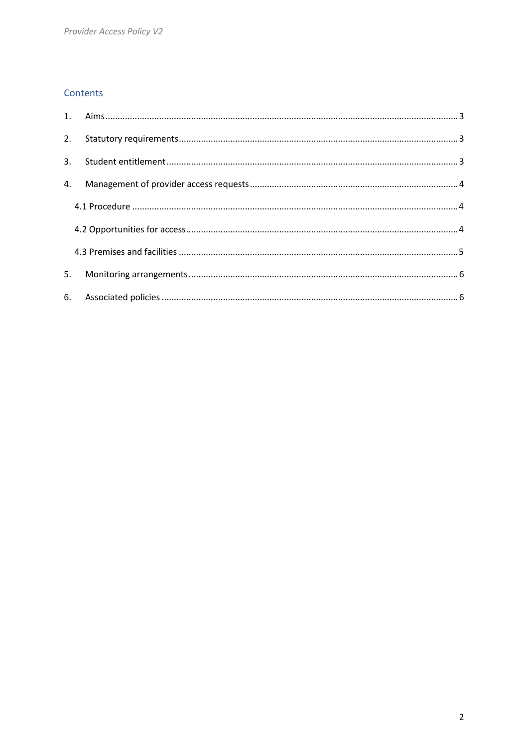## Contents

1. Aims .... 3
2. Statutory requirements .... 3
3. Student entitlement .... 3
4. Management of provider access requests .... 4
   - 4.1 Procedure .... 4
   - 4.2 Opportunities for access .... 4
   - 4.3 Premises and facilities .... 5
5. Monitoring arrangements .... 6
6. Associated policies .... 6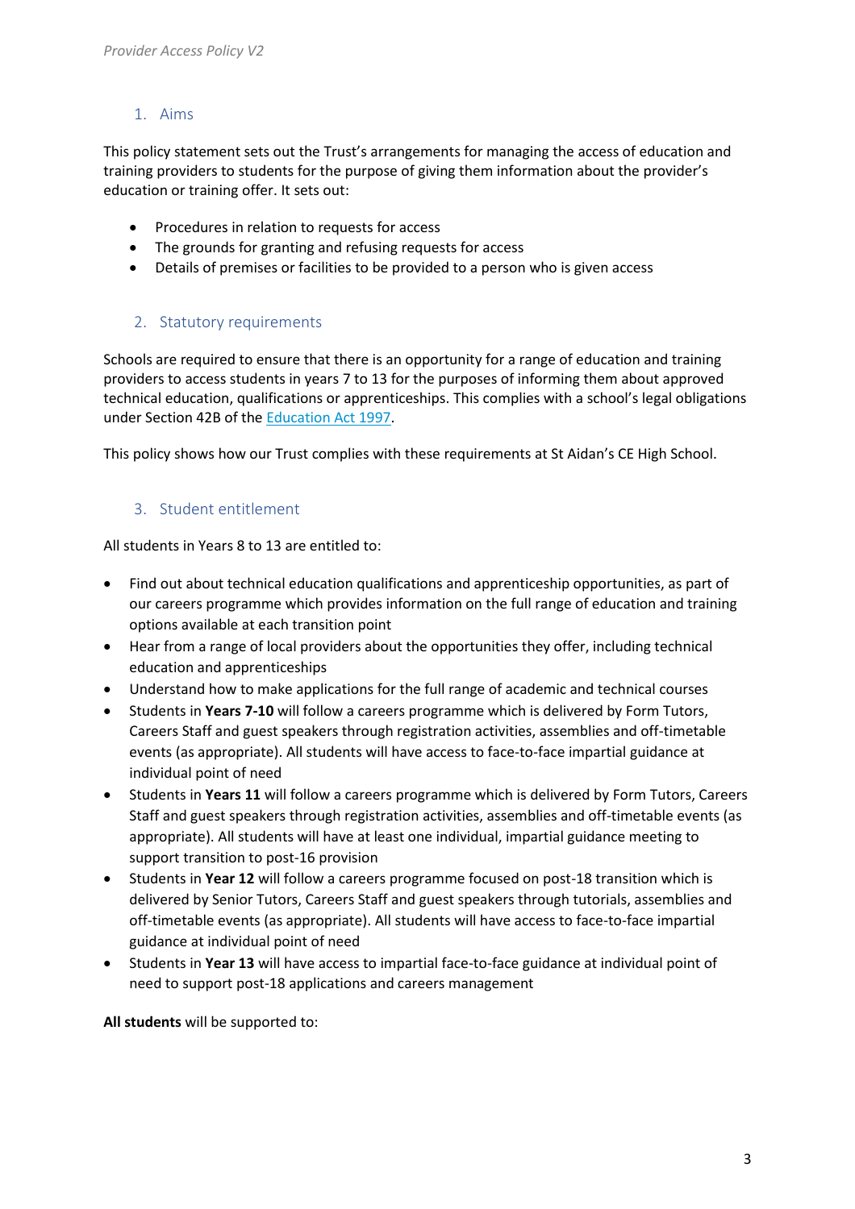## 1. Aims

This policy statement sets out the Trust's arrangements for managing the access of education and training providers to students for the purpose of giving them information about the provider's education or training offer. It sets out:

- Procedures in relation to requests for access
- The grounds for granting and refusing requests for access
- Details of premises or facilities to be provided to a person who is given access

## 2. Statutory requirements

Schools are required to ensure that there is an opportunity for a range of education and training providers to access students in years 7 to 13 for the purposes of informing them about approved technical education, qualifications or apprenticeships. This complies with a school's legal obligations under Section 42B of the Education Act 1997.

This policy shows how our Trust complies with these requirements at St Aidan's CE High School.

## 3. Student entitlement

All students in Years 8 to 13 are entitled to:

- Find out about technical education qualifications and apprenticeship opportunities, as part of our careers programme which provides information on the full range of education and training options available at each transition point
- Hear from a range of local providers about the opportunities they offer, including technical education and apprenticeships
- Understand how to make applications for the full range of academic and technical courses
- Students in **Years 7-10** will follow a careers programme which is delivered by Form Tutors, Careers Staff and guest speakers through registration activities, assemblies and off-timetable events (as appropriate). All students will have access to face-to-face impartial guidance at individual point of need
- Students in **Years 11** will follow a careers programme which is delivered by Form Tutors, Careers Staff and guest speakers through registration activities, assemblies and off-timetable events (as appropriate). All students will have at least one individual, impartial guidance meeting to support transition to post-16 provision
- Students in **Year 12** will follow a careers programme focused on post-18 transition which is delivered by Senior Tutors, Careers Staff and guest speakers through tutorials, assemblies and off-timetable events (as appropriate). All students will have access to face-to-face impartial guidance at individual point of need
- Students in **Year 13** will have access to impartial face-to-face guidance at individual point of need to support post-18 applications and careers management

**All students** will be supported to: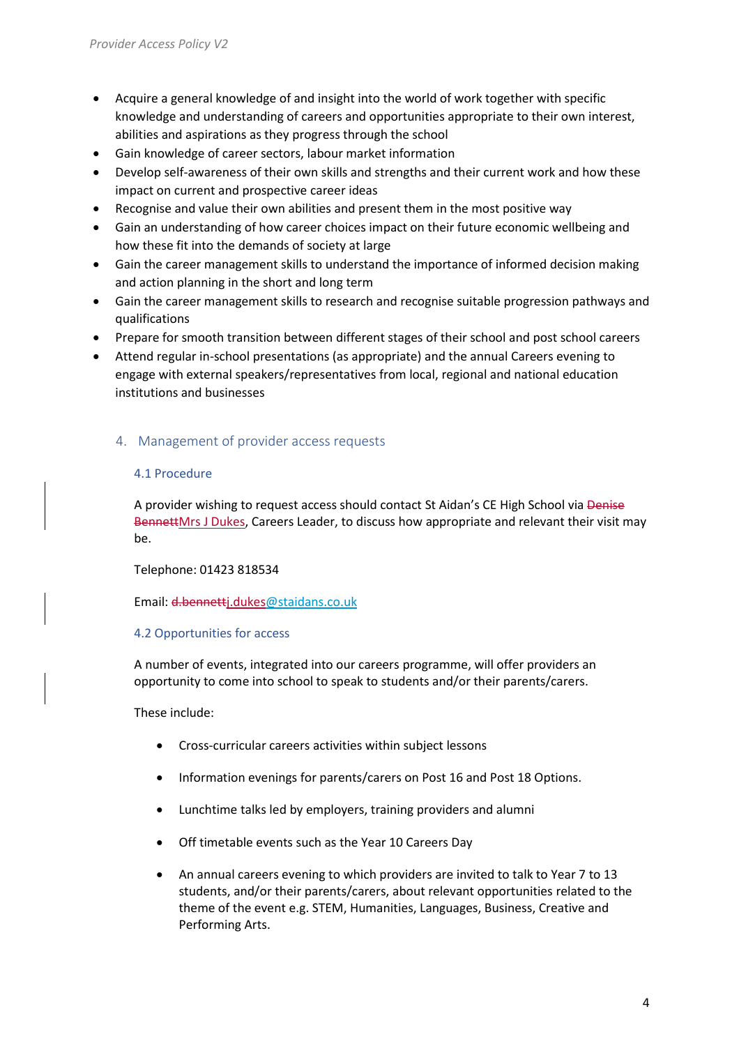- Acquire a general knowledge of and insight into the world of work together with specific knowledge and understanding of careers and opportunities appropriate to their own interest, abilities and aspirations as they progress through the school
- Gain knowledge of career sectors, labour market information
- Develop self-awareness of their own skills and strengths and their current work and how these impact on current and prospective career ideas
- Recognise and value their own abilities and present them in the most positive way
- Gain an understanding of how career choices impact on their future economic wellbeing and how these fit into the demands of society at large
- Gain the career management skills to understand the importance of informed decision making and action planning in the short and long term
- Gain the career management skills to research and recognise suitable progression pathways and qualifications
- Prepare for smooth transition between different stages of their school and post school careers
- Attend regular in-school presentations (as appropriate) and the annual Careers evening to engage with external speakers/representatives from local, regional and national education institutions and businesses

## 4. Management of provider access requests

### 4.1 Procedure

A provider wishing to request access should contact St Aidan's CE High School via ~~Denise Bennett~~Mrs J Dukes, Careers Leader, to discuss how appropriate and relevant their visit may be.

Telephone: 01423 818534

Email: ~~d.bennett~~j.dukes@staidans.co.uk

### 4.2 Opportunities for access

A number of events, integrated into our careers programme, will offer providers an opportunity to come into school to speak to students and/or their parents/carers.

These include:

- Cross-curricular careers activities within subject lessons
- Information evenings for parents/carers on Post 16 and Post 18 Options.
- Lunchtime talks led by employers, training providers and alumni
- Off timetable events such as the Year 10 Careers Day
- An annual careers evening to which providers are invited to talk to Year 7 to 13 students, and/or their parents/carers, about relevant opportunities related to the theme of the event e.g. STEM, Humanities, Languages, Business, Creative and Performing Arts.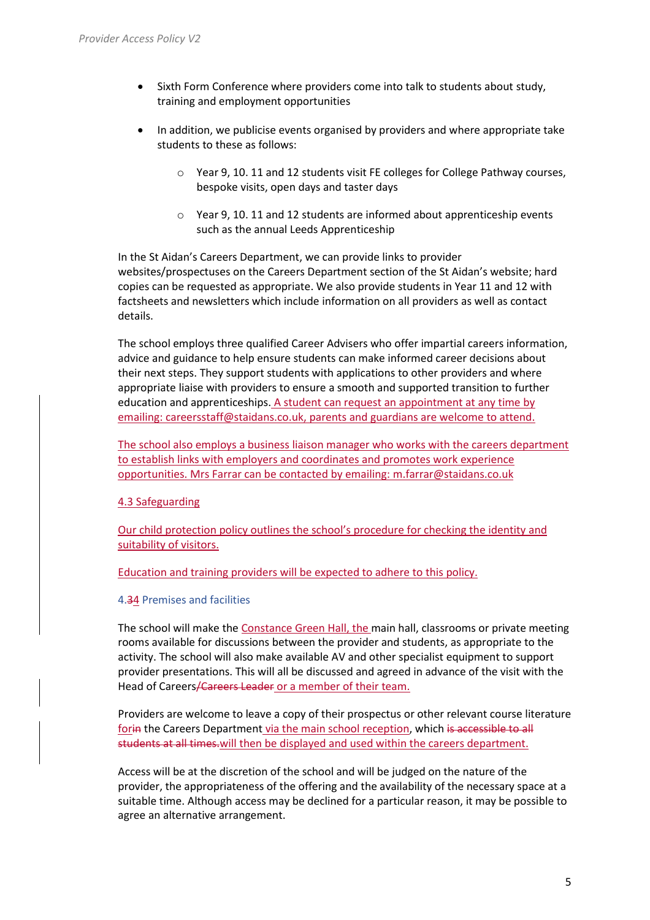- Sixth Form Conference where providers come into talk to students about study, training and employment opportunities
- In addition, we publicise events organised by providers and where appropriate take students to these as follows:
  - Year 9, 10. 11 and 12 students visit FE colleges for College Pathway courses, bespoke visits, open days and taster days
  - Year 9, 10. 11 and 12 students are informed about apprenticeship events such as the annual Leeds Apprenticeship

In the St Aidan's Careers Department, we can provide links to provider websites/prospectuses on the Careers Department section of the St Aidan's website; hard copies can be requested as appropriate. We also provide students in Year 11 and 12 with factsheets and newsletters which include information on all providers as well as contact details.

The school employs three qualified Career Advisers who offer impartial careers information, advice and guidance to help ensure students can make informed career decisions about their next steps. They support students with applications to other providers and where appropriate liaise with providers to ensure a smooth and supported transition to further education and apprenticeships. A student can request an appointment at any time by emailing: careersstaff@staidans.co.uk, parents and guardians are welcome to attend.

The school also employs a business liaison manager who works with the careers department to establish links with employers and coordinates and promotes work experience opportunities. Mrs Farrar can be contacted by emailing: m.farrar@staidans.co.uk

### 4.3 Safeguarding

Our child protection policy outlines the school's procedure for checking the identity and suitability of visitors.

Education and training providers will be expected to adhere to this policy.

### 4.~~3~~4 Premises and facilities

The school will make the Constance Green Hall, the main hall, classrooms or private meeting rooms available for discussions between the provider and students, as appropriate to the activity. The school will also make available AV and other specialist equipment to support provider presentations. This will all be discussed and agreed in advance of the visit with the Head of Careers~~/Careers Leader~~ or a member of their team.

Providers are welcome to leave a copy of their prospectus or other relevant course literature for~~in~~ the Careers Department via the main school reception, which ~~is accessible to all students at all times.~~will then be displayed and used within the careers department.

Access will be at the discretion of the school and will be judged on the nature of the provider, the appropriateness of the offering and the availability of the necessary space at a suitable time. Although access may be declined for a particular reason, it may be possible to agree an alternative arrangement.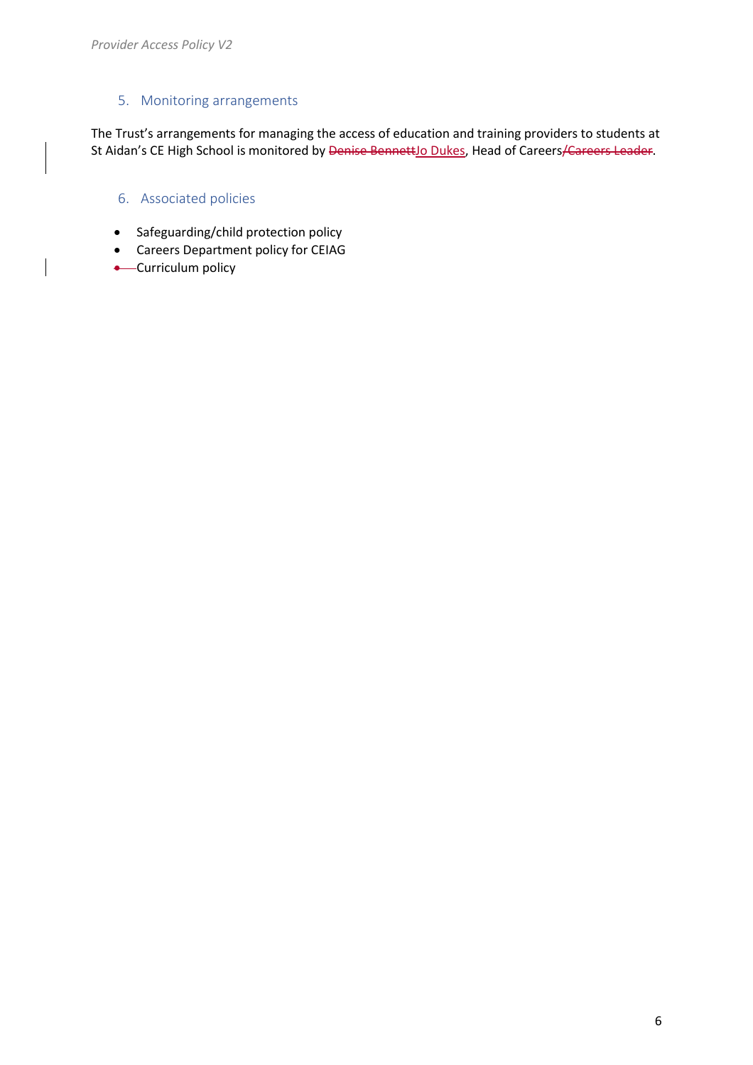## 5. Monitoring arrangements

The Trust's arrangements for managing the access of education and training providers to students at St Aidan's CE High School is monitored by ~~Denise Bennett~~Jo Dukes, Head of Careers~~/Careers Leader~~.

## 6. Associated policies

- Safeguarding/child protection policy
- Careers Department policy for CEIAG
- Curriculum policy